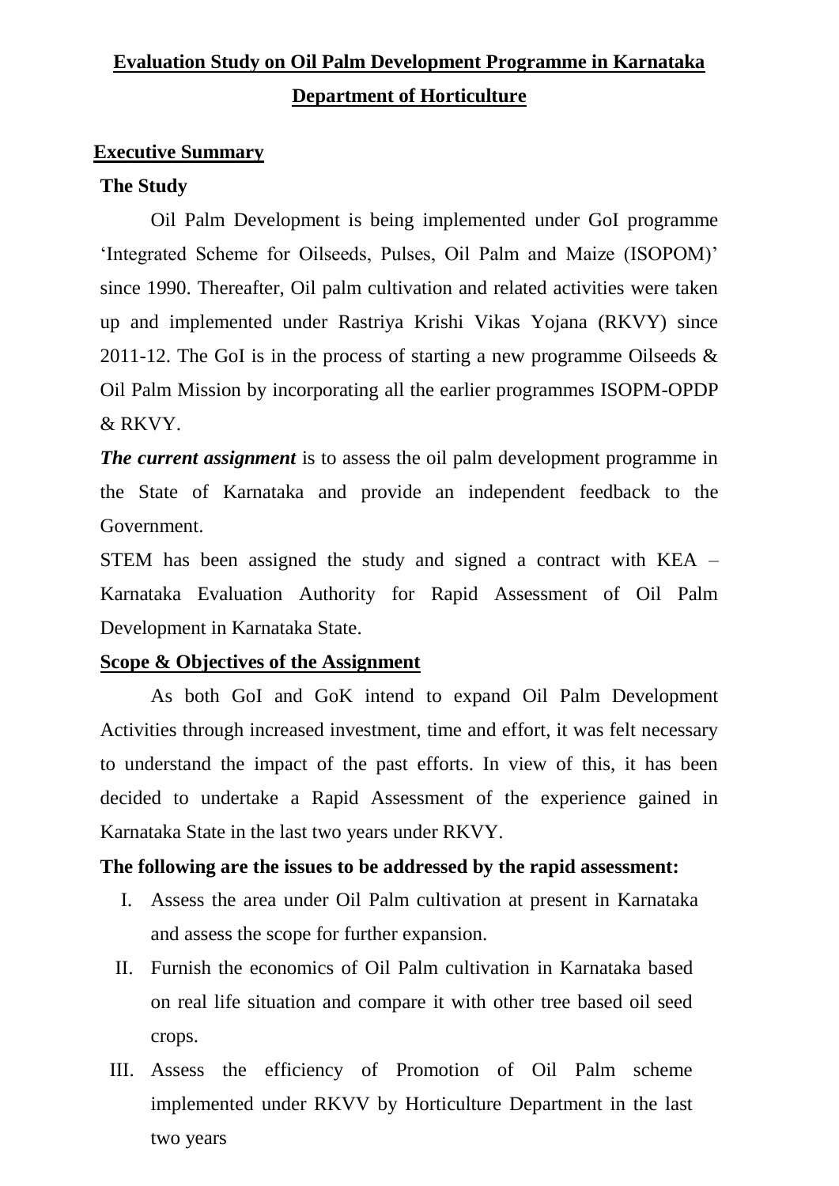# Evaluation Study on Oil Palm Development Programme in Karnataka

## Department of Horticulture

### Executive Summary

**The Study**

Oil Palm Development is being implemented under GoI programme 'Integrated Scheme for Oilseeds, Pulses, Oil Palm and Maize (ISOPOM)' since 1990. Thereafter, Oil palm cultivation and related activities were taken up and implemented under Rastriya Krishi Vikas Yojana (RKVY) since 2011-12. The GoI is in the process of starting a new programme Oilseeds & Oil Palm Mission by incorporating all the earlier programmes ISOPM-OPDP & RKVY.

***The current assignment*** is to assess the oil palm development programme in the State of Karnataka and provide an independent feedback to the Government.

STEM has been assigned the study and signed a contract with KEA – Karnataka Evaluation Authority for Rapid Assessment of Oil Palm Development in Karnataka State.

**Scope & Objectives of the Assignment**

As both GoI and GoK intend to expand Oil Palm Development Activities through increased investment, time and effort, it was felt necessary to understand the impact of the past efforts. In view of this, it has been decided to undertake a Rapid Assessment of the experience gained in Karnataka State in the last two years under RKVY.

**The following are the issues to be addressed by the rapid assessment:**

I. Assess the area under Oil Palm cultivation at present in Karnataka and assess the scope for further expansion.

II. Furnish the economics of Oil Palm cultivation in Karnataka based on real life situation and compare it with other tree based oil seed crops.

III. Assess the efficiency of Promotion of Oil Palm scheme implemented under RKVV by Horticulture Department in the last two years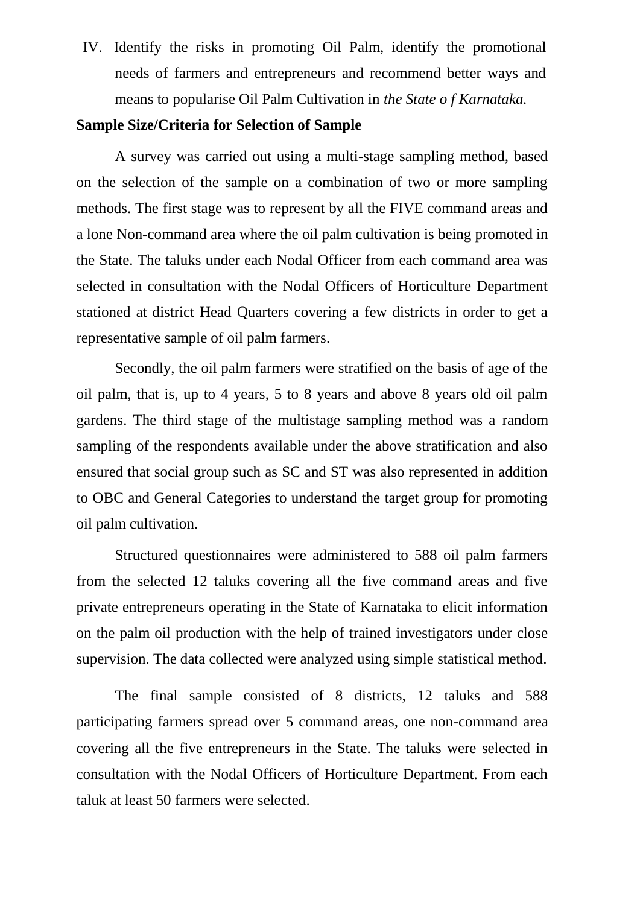IV. Identify the risks in promoting Oil Palm, identify the promotional needs of farmers and entrepreneurs and recommend better ways and means to popularise Oil Palm Cultivation in *the State o f Karnataka.*

**Sample Size/Criteria for Selection of Sample**

A survey was carried out using a multi-stage sampling method, based on the selection of the sample on a combination of two or more sampling methods. The first stage was to represent by all the FIVE command areas and a lone Non-command area where the oil palm cultivation is being promoted in the State. The taluks under each Nodal Officer from each command area was selected in consultation with the Nodal Officers of Horticulture Department stationed at district Head Quarters covering a few districts in order to get a representative sample of oil palm farmers.

Secondly, the oil palm farmers were stratified on the basis of age of the oil palm, that is, up to 4 years, 5 to 8 years and above 8 years old oil palm gardens. The third stage of the multistage sampling method was a random sampling of the respondents available under the above stratification and also ensured that social group such as SC and ST was also represented in addition to OBC and General Categories to understand the target group for promoting oil palm cultivation.

Structured questionnaires were administered to 588 oil palm farmers from the selected 12 taluks covering all the five command areas and five private entrepreneurs operating in the State of Karnataka to elicit information on the palm oil production with the help of trained investigators under close supervision. The data collected were analyzed using simple statistical method.

The final sample consisted of 8 districts, 12 taluks and 588 participating farmers spread over 5 command areas, one non-command area covering all the five entrepreneurs in the State. The taluks were selected in consultation with the Nodal Officers of Horticulture Department. From each taluk at least 50 farmers were selected.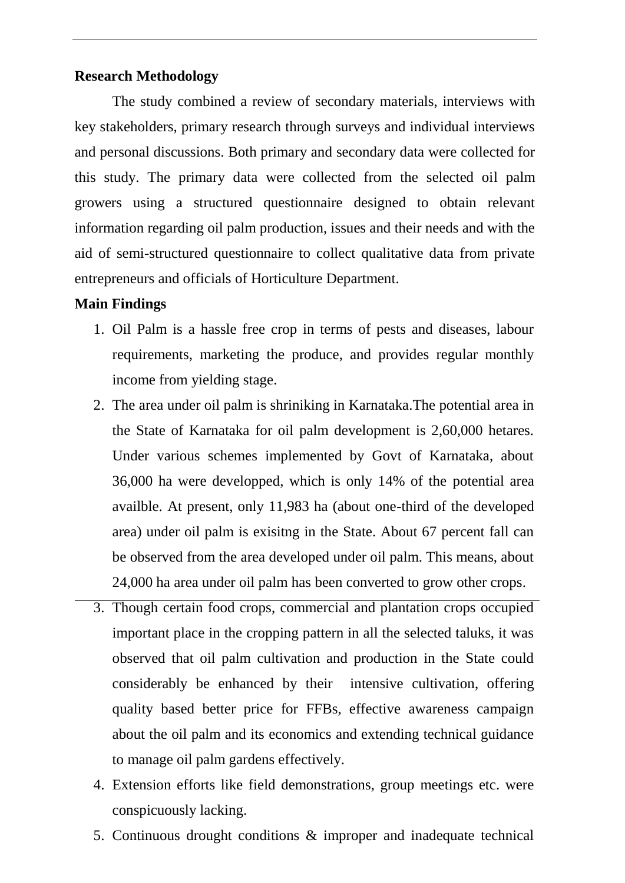**Research Methodology**

The study combined a review of secondary materials, interviews with key stakeholders, primary research through surveys and individual interviews and personal discussions. Both primary and secondary data were collected for this study. The primary data were collected from the selected oil palm growers using a structured questionnaire designed to obtain relevant information regarding oil palm production, issues and their needs and with the aid of semi-structured questionnaire to collect qualitative data from private entrepreneurs and officials of Horticulture Department.

**Main Findings**

1. Oil Palm is a hassle free crop in terms of pests and diseases, labour requirements, marketing the produce, and provides regular monthly income from yielding stage.
2. The area under oil palm is shriniking in Karnataka.The potential area in the State of Karnataka for oil palm development is 2,60,000 hetares. Under various schemes implemented by Govt of Karnataka, about 36,000 ha were developped, which is only 14% of the potential area availble. At present, only 11,983 ha (about one-third of the developed area) under oil palm is exisitng in the State. About 67 percent fall can be observed from the area developed under oil palm. This means, about 24,000 ha area under oil palm has been converted to grow other crops.
3. Though certain food crops, commercial and plantation crops occupied important place in the cropping pattern in all the selected taluks, it was observed that oil palm cultivation and production in the State could considerably be enhanced by their intensive cultivation, offering quality based better price for FFBs, effective awareness campaign about the oil palm and its economics and extending technical guidance to manage oil palm gardens effectively.
4. Extension efforts like field demonstrations, group meetings etc. were conspicuously lacking.
5. Continuous drought conditions & improper and inadequate technical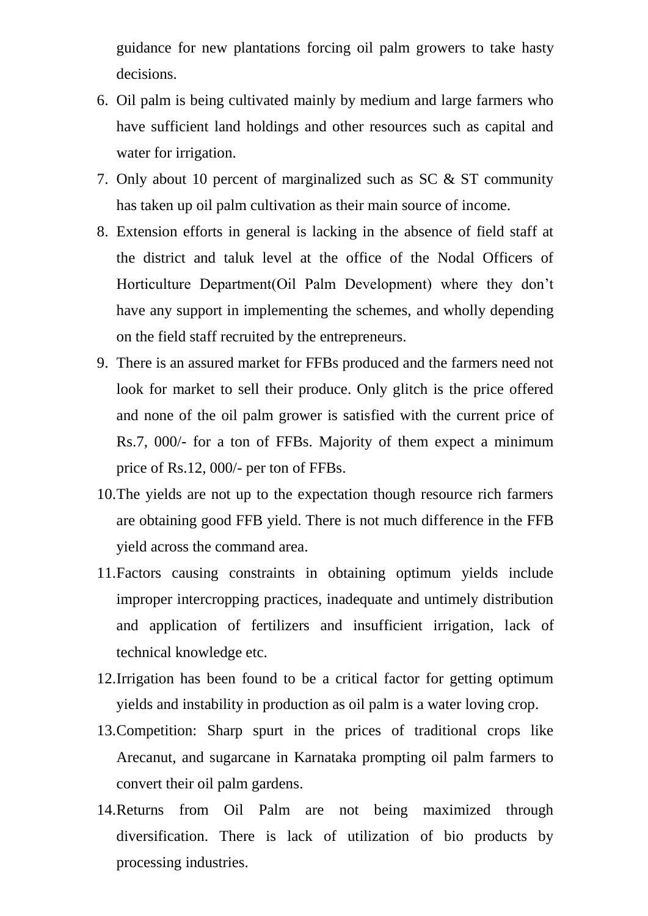guidance for new plantations forcing oil palm growers to take hasty decisions.

6. Oil palm is being cultivated mainly by medium and large farmers who have sufficient land holdings and other resources such as capital and water for irrigation.
7. Only about 10 percent of marginalized such as SC & ST community has taken up oil palm cultivation as their main source of income.
8. Extension efforts in general is lacking in the absence of field staff at the district and taluk level at the office of the Nodal Officers of Horticulture Department(Oil Palm Development) where they don't have any support in implementing the schemes, and wholly depending on the field staff recruited by the entrepreneurs.
9. There is an assured market for FFBs produced and the farmers need not look for market to sell their produce. Only glitch is the price offered and none of the oil palm grower is satisfied with the current price of Rs.7, 000/- for a ton of FFBs. Majority of them expect a minimum price of Rs.12, 000/- per ton of FFBs.
10. The yields are not up to the expectation though resource rich farmers are obtaining good FFB yield. There is not much difference in the FFB yield across the command area.
11. Factors causing constraints in obtaining optimum yields include improper intercropping practices, inadequate and untimely distribution and application of fertilizers and insufficient irrigation, lack of technical knowledge etc.
12. Irrigation has been found to be a critical factor for getting optimum yields and instability in production as oil palm is a water loving crop.
13. Competition: Sharp spurt in the prices of traditional crops like Arecanut, and sugarcane in Karnataka prompting oil palm farmers to convert their oil palm gardens.
14. Returns from Oil Palm are not being maximized through diversification. There is lack of utilization of bio products by processing industries.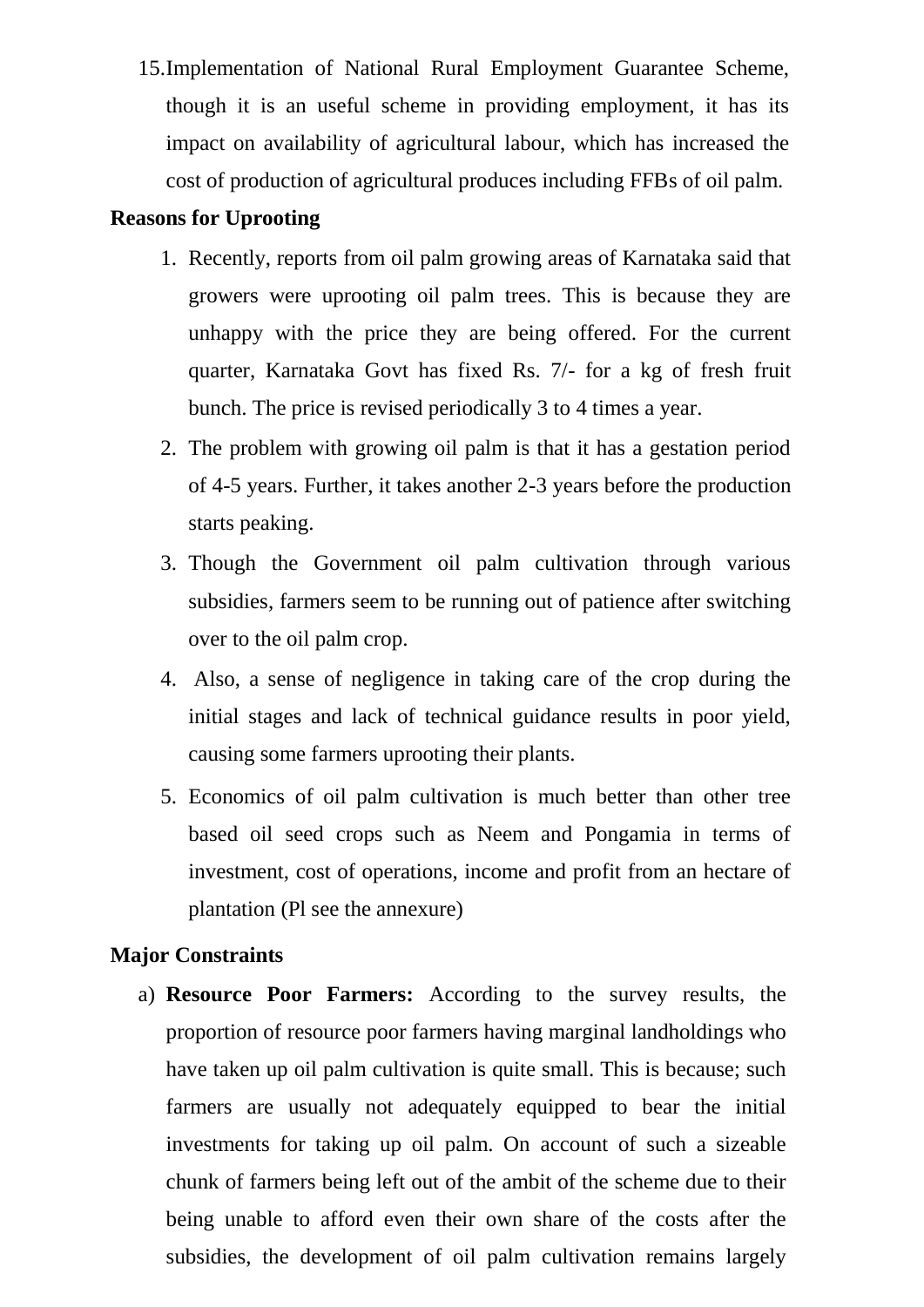15. Implementation of National Rural Employment Guarantee Scheme, though it is an useful scheme in providing employment, it has its impact on availability of agricultural labour, which has increased the cost of production of agricultural produces including FFBs of oil palm.

**Reasons for Uprooting**

1. Recently, reports from oil palm growing areas of Karnataka said that growers were uprooting oil palm trees. This is because they are unhappy with the price they are being offered. For the current quarter, Karnataka Govt has fixed Rs. 7/- for a kg of fresh fruit bunch. The price is revised periodically 3 to 4 times a year.
2. The problem with growing oil palm is that it has a gestation period of 4-5 years. Further, it takes another 2-3 years before the production starts peaking.
3. Though the Government oil palm cultivation through various subsidies, farmers seem to be running out of patience after switching over to the oil palm crop.
4. Also, a sense of negligence in taking care of the crop during the initial stages and lack of technical guidance results in poor yield, causing some farmers uprooting their plants.
5. Economics of oil palm cultivation is much better than other tree based oil seed crops such as Neem and Pongamia in terms of investment, cost of operations, income and profit from an hectare of plantation (Pl see the annexure)

**Major Constraints**

a) **Resource Poor Farmers:** According to the survey results, the proportion of resource poor farmers having marginal landholdings who have taken up oil palm cultivation is quite small. This is because; such farmers are usually not adequately equipped to bear the initial investments for taking up oil palm. On account of such a sizeable chunk of farmers being left out of the ambit of the scheme due to their being unable to afford even their own share of the costs after the subsidies, the development of oil palm cultivation remains largely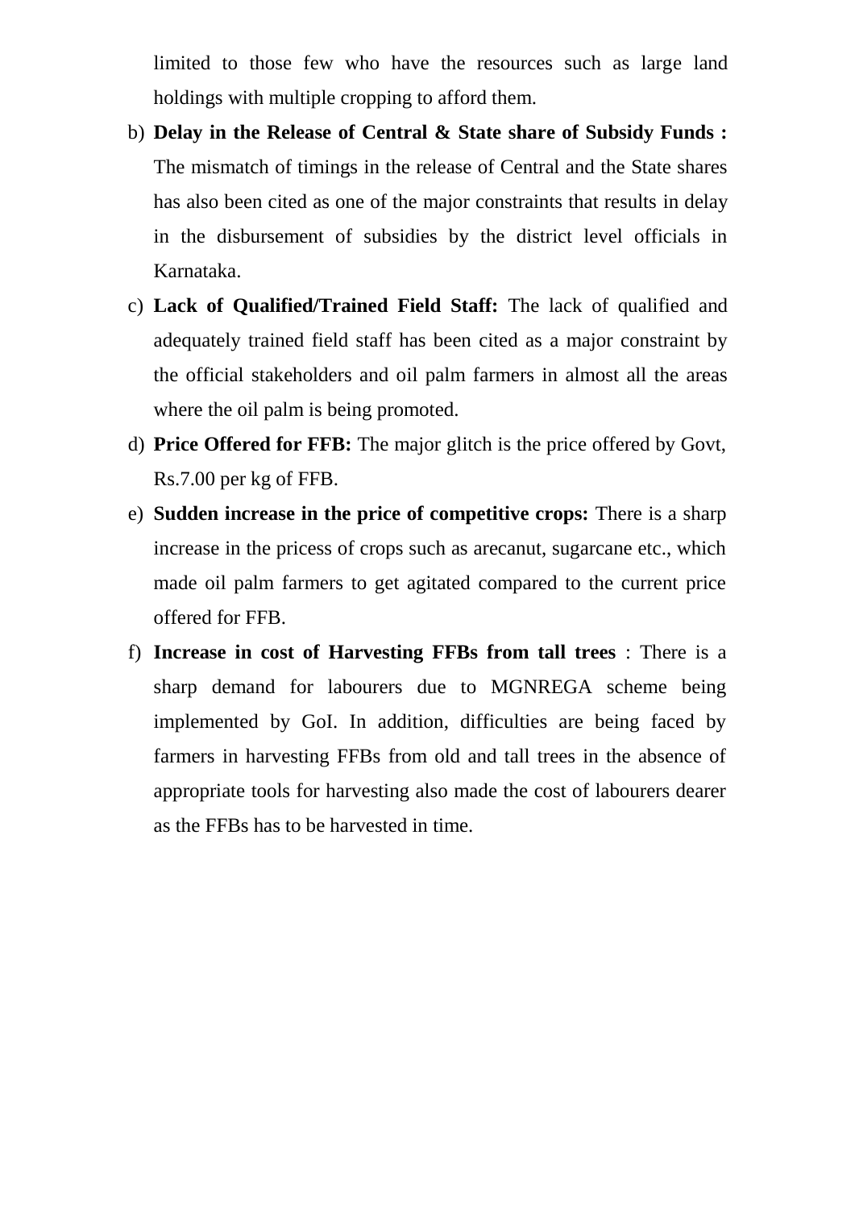limited to those few who have the resources such as large land holdings with multiple cropping to afford them.

b) **Delay in the Release of Central & State share of Subsidy Funds :** The mismatch of timings in the release of Central and the State shares has also been cited as one of the major constraints that results in delay in the disbursement of subsidies by the district level officials in Karnataka.

c) **Lack of Qualified/Trained Field Staff:** The lack of qualified and adequately trained field staff has been cited as a major constraint by the official stakeholders and oil palm farmers in almost all the areas where the oil palm is being promoted.

d) **Price Offered for FFB:** The major glitch is the price offered by Govt, Rs.7.00 per kg of FFB.

e) **Sudden increase in the price of competitive crops:** There is a sharp increase in the pricess of crops such as arecanut, sugarcane etc., which made oil palm farmers to get agitated compared to the current price offered for FFB.

f) **Increase in cost of Harvesting FFBs from tall trees** : There is a sharp demand for labourers due to MGNREGA scheme being implemented by GoI. In addition, difficulties are being faced by farmers in harvesting FFBs from old and tall trees in the absence of appropriate tools for harvesting also made the cost of labourers dearer as the FFBs has to be harvested in time.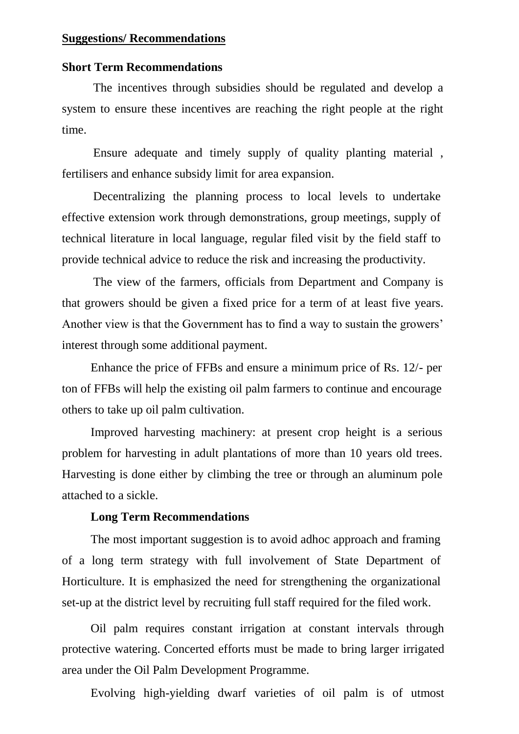## Suggestions/ Recommendations

### Short Term Recommendations

The incentives through subsidies should be regulated and develop a system to ensure these incentives are reaching the right people at the right time.

Ensure adequate and timely supply of quality planting material , fertilisers and enhance subsidy limit for area expansion.

Decentralizing the planning process to local levels to undertake effective extension work through demonstrations, group meetings, supply of technical literature in local language, regular filed visit by the field staff to provide technical advice to reduce the risk and increasing the productivity.

The view of the farmers, officials from Department and Company is that growers should be given a fixed price for a term of at least five years. Another view is that the Government has to find a way to sustain the growers' interest through some additional payment.

Enhance the price of FFBs and ensure a minimum price of Rs. 12/- per ton of FFBs will help the existing oil palm farmers to continue and encourage others to take up oil palm cultivation.

Improved harvesting machinery: at present crop height is a serious problem for harvesting in adult plantations of more than 10 years old trees. Harvesting is done either by climbing the tree or through an aluminum pole attached to a sickle.

### Long Term Recommendations

The most important suggestion is to avoid adhoc approach and framing of a long term strategy with full involvement of State Department of Horticulture. It is emphasized the need for strengthening the organizational set-up at the district level by recruiting full staff required for the filed work.

Oil palm requires constant irrigation at constant intervals through protective watering. Concerted efforts must be made to bring larger irrigated area under the Oil Palm Development Programme.

Evolving high-yielding dwarf varieties of oil palm is of utmost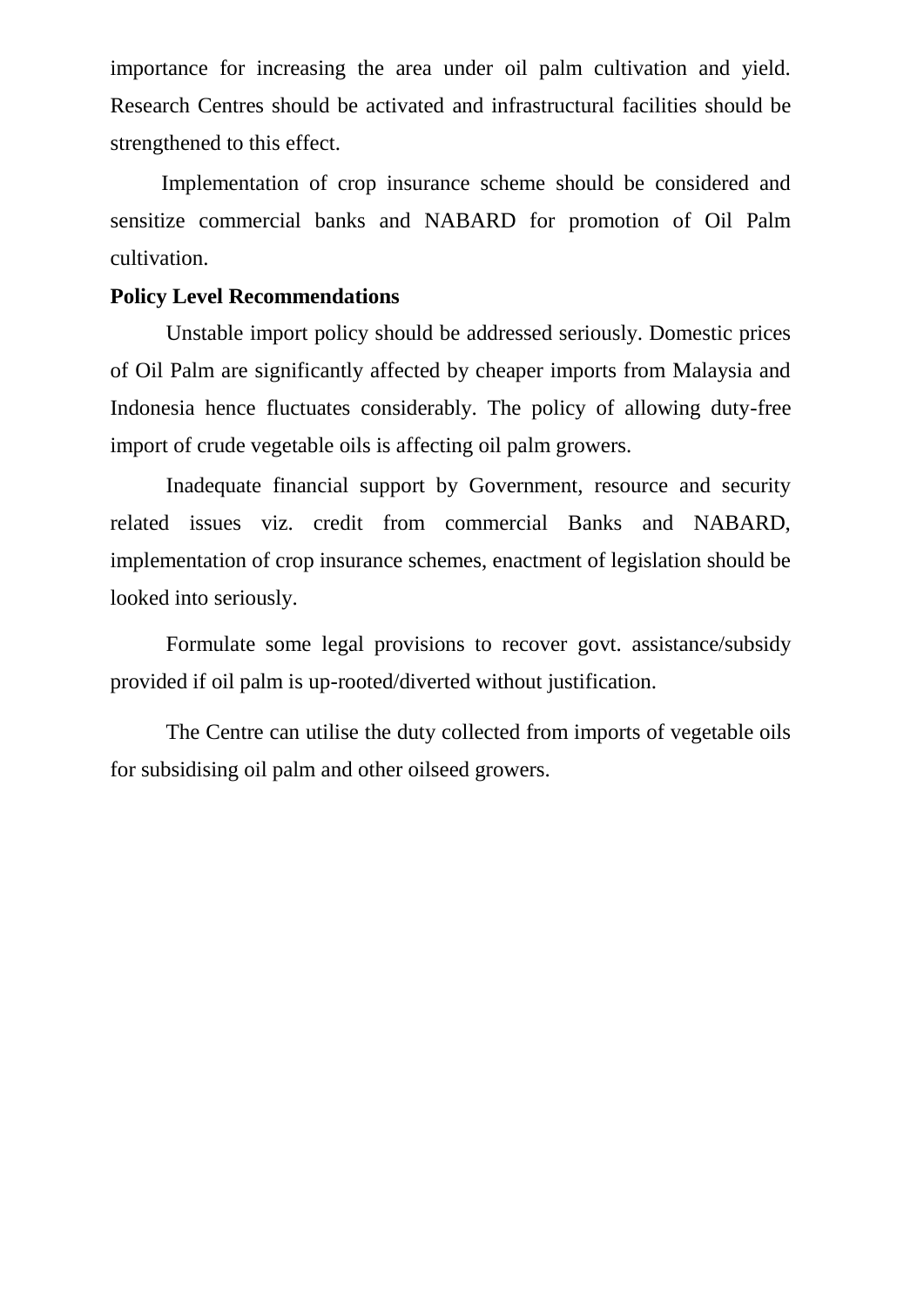importance for increasing the area under oil palm cultivation and yield. Research Centres should be activated and infrastructural facilities should be strengthened to this effect.

Implementation of crop insurance scheme should be considered and sensitize commercial banks and NABARD for promotion of Oil Palm cultivation.

**Policy Level Recommendations**

Unstable import policy should be addressed seriously. Domestic prices of Oil Palm are significantly affected by cheaper imports from Malaysia and Indonesia hence fluctuates considerably. The policy of allowing duty-free import of crude vegetable oils is affecting oil palm growers.

Inadequate financial support by Government, resource and security related issues viz. credit from commercial Banks and NABARD, implementation of crop insurance schemes, enactment of legislation should be looked into seriously.

Formulate some legal provisions to recover govt. assistance/subsidy provided if oil palm is up-rooted/diverted without justification.

The Centre can utilise the duty collected from imports of vegetable oils for subsidising oil palm and other oilseed growers.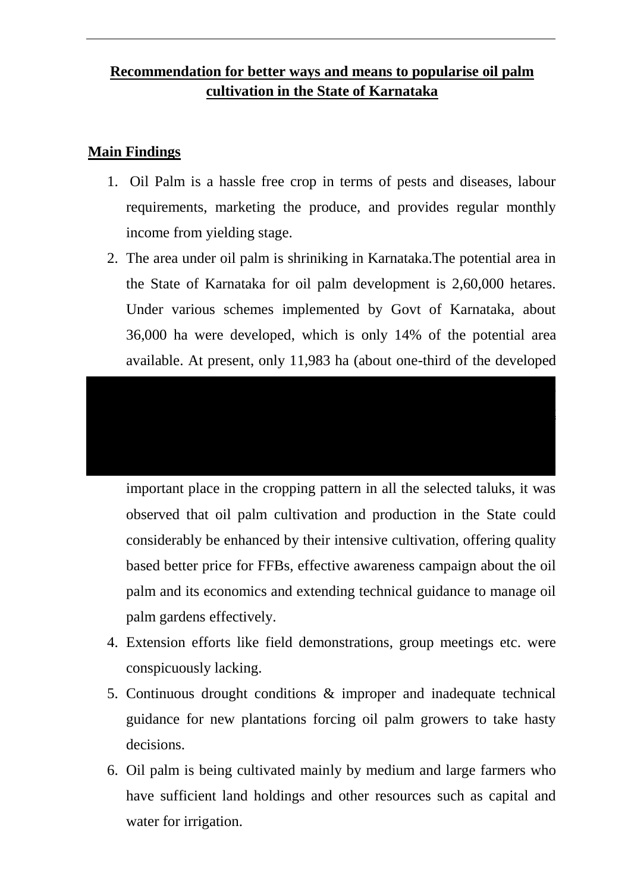## Recommendation for better ways and means to popularise oil palm cultivation in the State of Karnataka

### Main Findings

1. Oil Palm is a hassle free crop in terms of pests and diseases, labour requirements, marketing the produce, and provides regular monthly income from yielding stage.
2. The area under oil palm is shriniking in Karnataka.The potential area in the State of Karnataka for oil palm development is 2,60,000 hetares. Under various schemes implemented by Govt of Karnataka, about 36,000 ha were developed, which is only 14% of the potential area available. At present, only 11,983 ha (about one-third of the developed

important place in the cropping pattern in all the selected taluks, it was observed that oil palm cultivation and production in the State could considerably be enhanced by their intensive cultivation, offering quality based better price for FFBs, effective awareness campaign about the oil palm and its economics and extending technical guidance to manage oil palm gardens effectively.

4. Extension efforts like field demonstrations, group meetings etc. were conspicuously lacking.
5. Continuous drought conditions & improper and inadequate technical guidance for new plantations forcing oil palm growers to take hasty decisions.
6. Oil palm is being cultivated mainly by medium and large farmers who have sufficient land holdings and other resources such as capital and water for irrigation.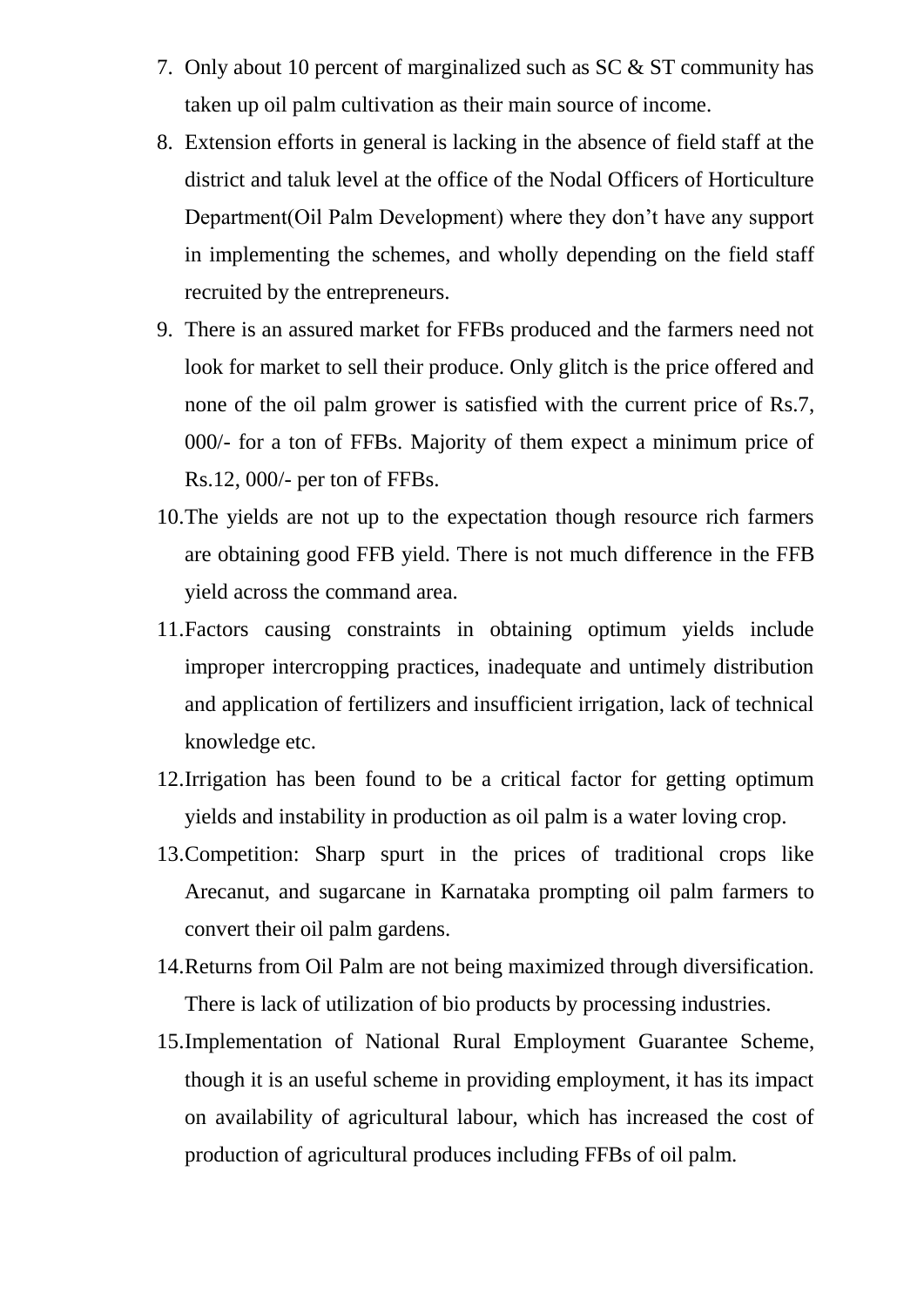7. Only about 10 percent of marginalized such as SC & ST community has taken up oil palm cultivation as their main source of income.
8. Extension efforts in general is lacking in the absence of field staff at the district and taluk level at the office of the Nodal Officers of Horticulture Department(Oil Palm Development) where they don't have any support in implementing the schemes, and wholly depending on the field staff recruited by the entrepreneurs.
9. There is an assured market for FFBs produced and the farmers need not look for market to sell their produce. Only glitch is the price offered and none of the oil palm grower is satisfied with the current price of Rs.7, 000/- for a ton of FFBs. Majority of them expect a minimum price of Rs.12, 000/- per ton of FFBs.
10. The yields are not up to the expectation though resource rich farmers are obtaining good FFB yield. There is not much difference in the FFB yield across the command area.
11. Factors causing constraints in obtaining optimum yields include improper intercropping practices, inadequate and untimely distribution and application of fertilizers and insufficient irrigation, lack of technical knowledge etc.
12. Irrigation has been found to be a critical factor for getting optimum yields and instability in production as oil palm is a water loving crop.
13. Competition: Sharp spurt in the prices of traditional crops like Arecanut, and sugarcane in Karnataka prompting oil palm farmers to convert their oil palm gardens.
14. Returns from Oil Palm are not being maximized through diversification. There is lack of utilization of bio products by processing industries.
15. Implementation of National Rural Employment Guarantee Scheme, though it is an useful scheme in providing employment, it has its impact on availability of agricultural labour, which has increased the cost of production of agricultural produces including FFBs of oil palm.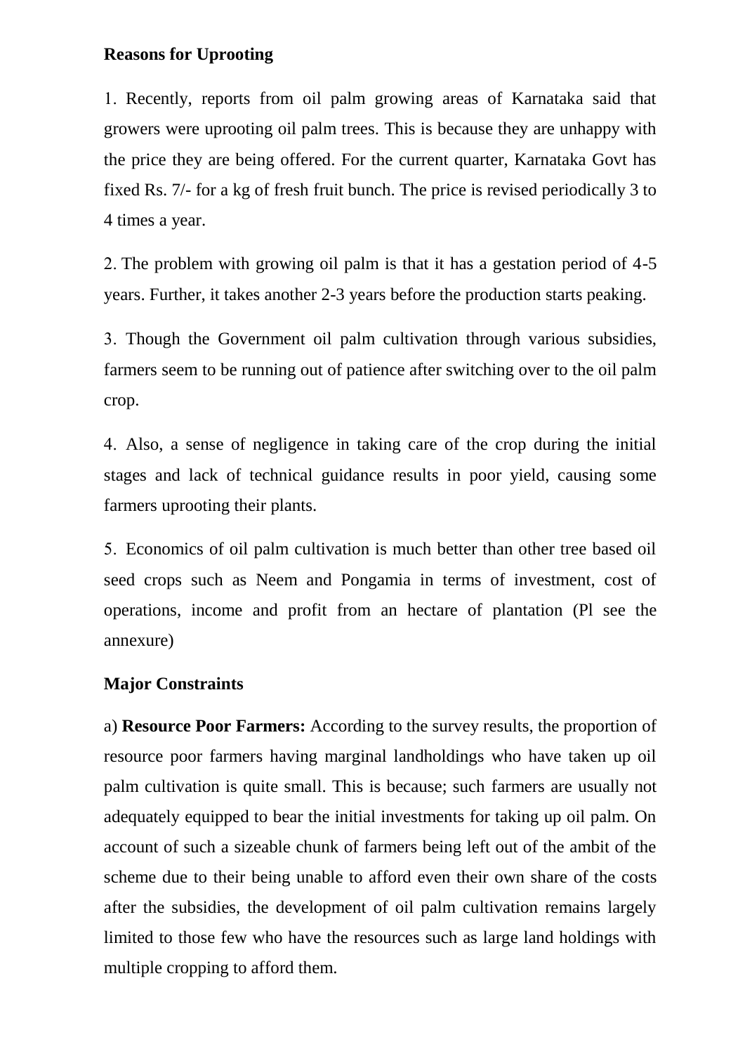**Reasons for Uprooting**

1. Recently, reports from oil palm growing areas of Karnataka said that growers were uprooting oil palm trees. This is because they are unhappy with the price they are being offered. For the current quarter, Karnataka Govt has fixed Rs. 7/- for a kg of fresh fruit bunch. The price is revised periodically 3 to 4 times a year.

2. The problem with growing oil palm is that it has a gestation period of 4-5 years. Further, it takes another 2-3 years before the production starts peaking.

3. Though the Government oil palm cultivation through various subsidies, farmers seem to be running out of patience after switching over to the oil palm crop.

4. Also, a sense of negligence in taking care of the crop during the initial stages and lack of technical guidance results in poor yield, causing some farmers uprooting their plants.

5. Economics of oil palm cultivation is much better than other tree based oil seed crops such as Neem and Pongamia in terms of investment, cost of operations, income and profit from an hectare of plantation (Pl see the annexure)

**Major Constraints**

a) **Resource Poor Farmers:** According to the survey results, the proportion of resource poor farmers having marginal landholdings who have taken up oil palm cultivation is quite small. This is because; such farmers are usually not adequately equipped to bear the initial investments for taking up oil palm. On account of such a sizeable chunk of farmers being left out of the ambit of the scheme due to their being unable to afford even their own share of the costs after the subsidies, the development of oil palm cultivation remains largely limited to those few who have the resources such as large land holdings with multiple cropping to afford them.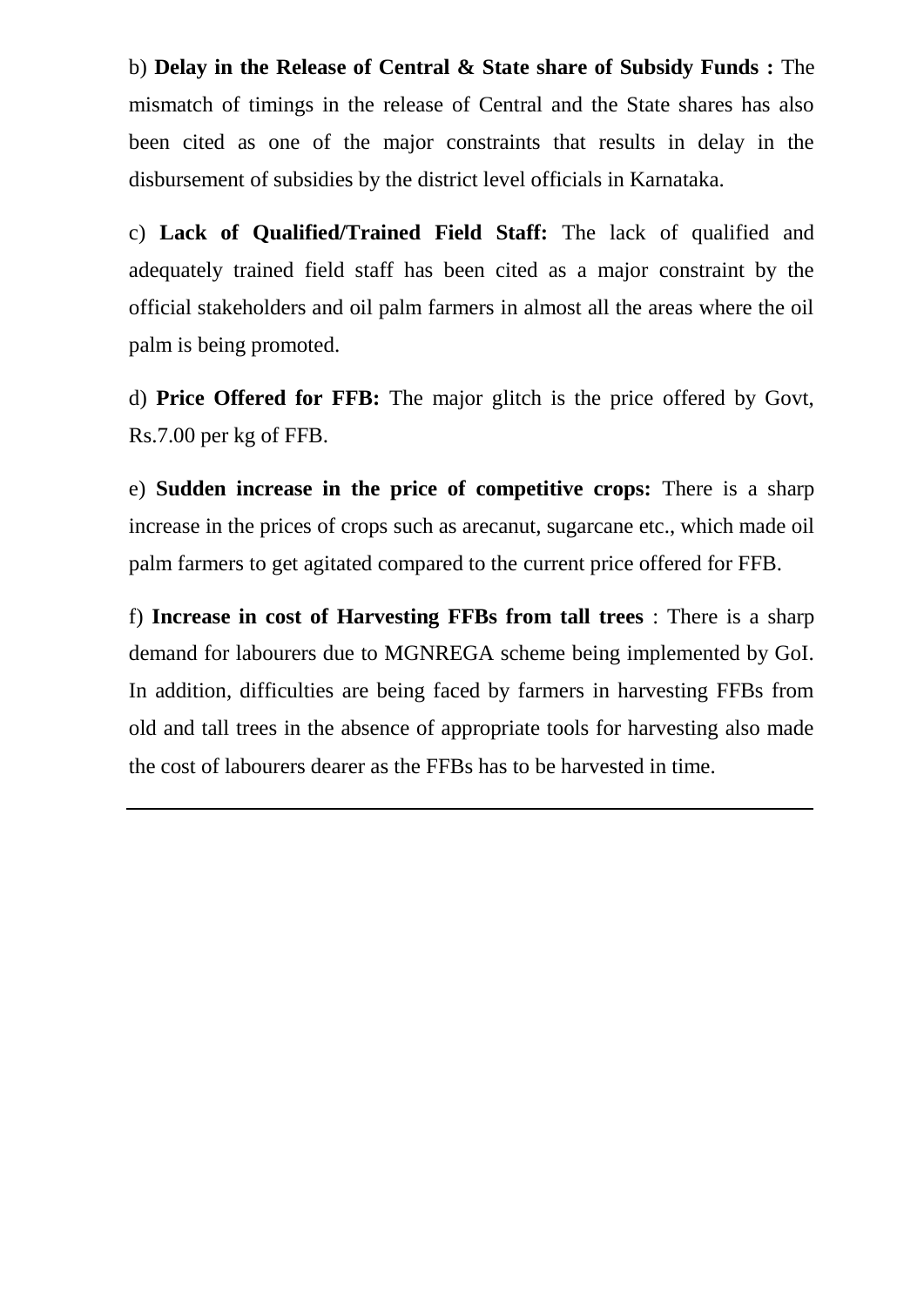b) **Delay in the Release of Central & State share of Subsidy Funds :** The mismatch of timings in the release of Central and the State shares has also been cited as one of the major constraints that results in delay in the disbursement of subsidies by the district level officials in Karnataka.

c) **Lack of Qualified/Trained Field Staff:** The lack of qualified and adequately trained field staff has been cited as a major constraint by the official stakeholders and oil palm farmers in almost all the areas where the oil palm is being promoted.

d) **Price Offered for FFB:** The major glitch is the price offered by Govt, Rs.7.00 per kg of FFB.

e) **Sudden increase in the price of competitive crops:** There is a sharp increase in the prices of crops such as arecanut, sugarcane etc., which made oil palm farmers to get agitated compared to the current price offered for FFB.

f) **Increase in cost of Harvesting FFBs from tall trees** : There is a sharp demand for labourers due to MGNREGA scheme being implemented by GoI. In addition, difficulties are being faced by farmers in harvesting FFBs from old and tall trees in the absence of appropriate tools for harvesting also made the cost of labourers dearer as the FFBs has to be harvested in time.

---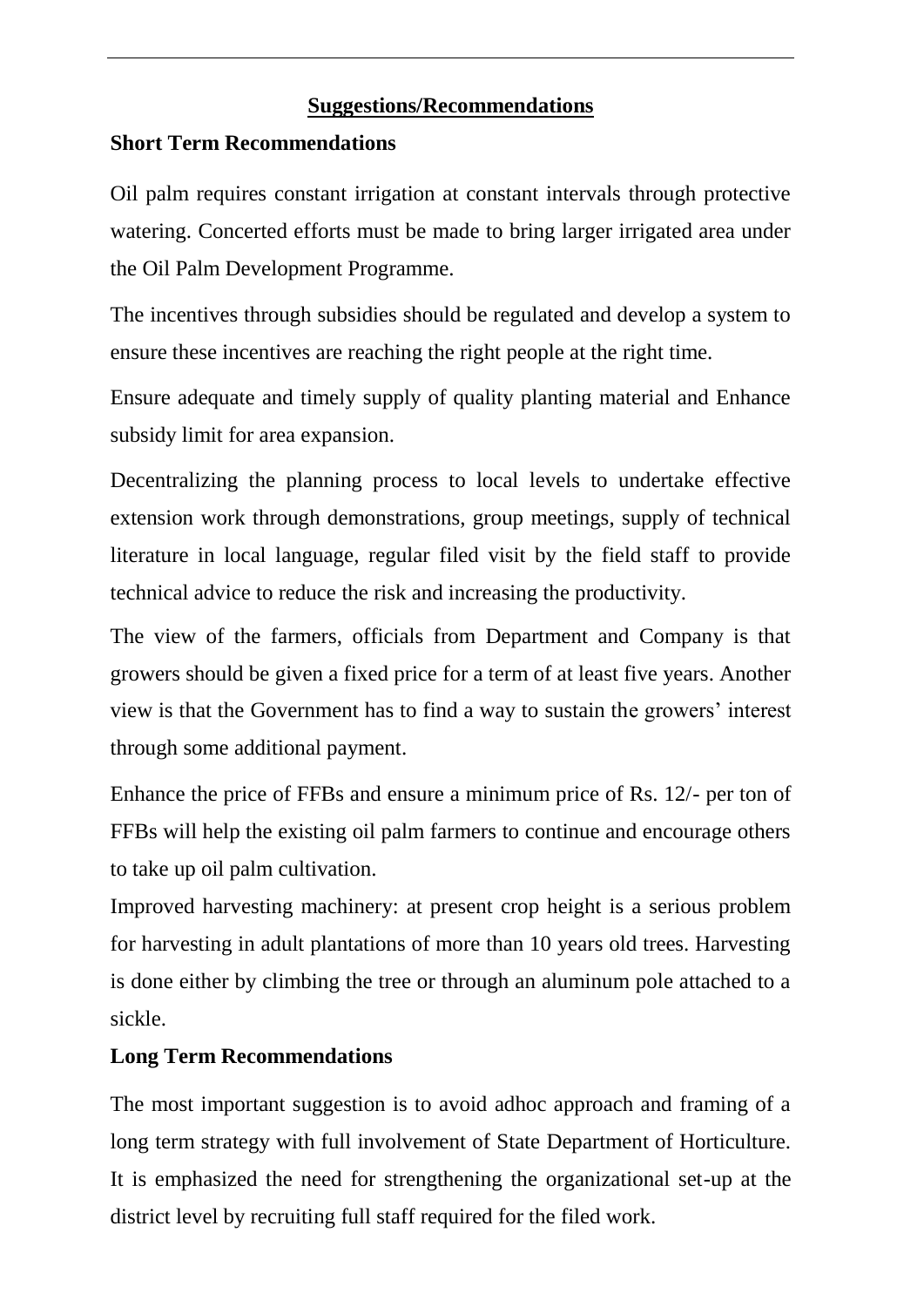## Suggestions/Recommendations

### Short Term Recommendations

Oil palm requires constant irrigation at constant intervals through protective watering. Concerted efforts must be made to bring larger irrigated area under the Oil Palm Development Programme.

The incentives through subsidies should be regulated and develop a system to ensure these incentives are reaching the right people at the right time.

Ensure adequate and timely supply of quality planting material and Enhance subsidy limit for area expansion.

Decentralizing the planning process to local levels to undertake effective extension work through demonstrations, group meetings, supply of technical literature in local language, regular filed visit by the field staff to provide technical advice to reduce the risk and increasing the productivity.

The view of the farmers, officials from Department and Company is that growers should be given a fixed price for a term of at least five years. Another view is that the Government has to find a way to sustain the growers' interest through some additional payment.

Enhance the price of FFBs and ensure a minimum price of Rs. 12/- per ton of FFBs will help the existing oil palm farmers to continue and encourage others to take up oil palm cultivation.

Improved harvesting machinery: at present crop height is a serious problem for harvesting in adult plantations of more than 10 years old trees. Harvesting is done either by climbing the tree or through an aluminum pole attached to a sickle.

### Long Term Recommendations

The most important suggestion is to avoid adhoc approach and framing of a long term strategy with full involvement of State Department of Horticulture. It is emphasized the need for strengthening the organizational set-up at the district level by recruiting full staff required for the filed work.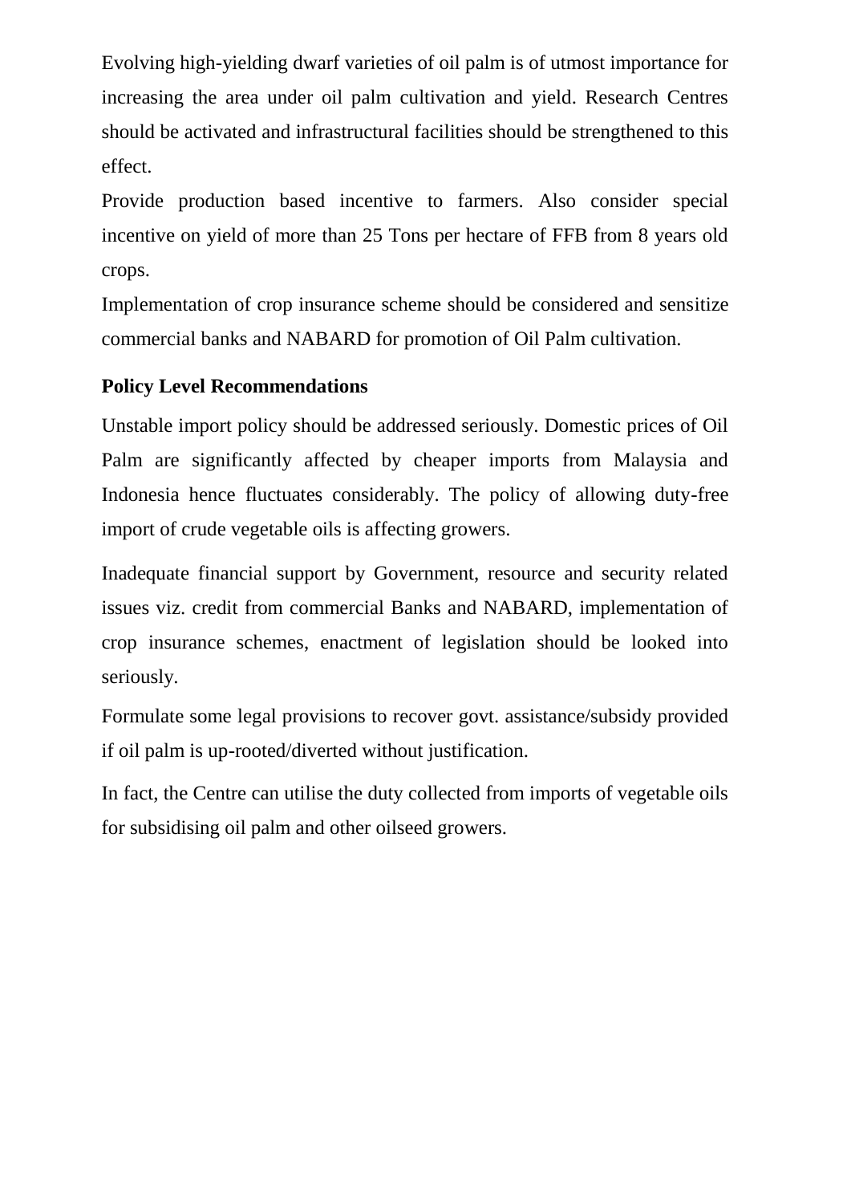Evolving high-yielding dwarf varieties of oil palm is of utmost importance for increasing the area under oil palm cultivation and yield. Research Centres should be activated and infrastructural facilities should be strengthened to this effect.

Provide production based incentive to farmers. Also consider special incentive on yield of more than 25 Tons per hectare of FFB from 8 years old crops.

Implementation of crop insurance scheme should be considered and sensitize commercial banks and NABARD for promotion of Oil Palm cultivation.

**Policy Level Recommendations**

Unstable import policy should be addressed seriously. Domestic prices of Oil Palm are significantly affected by cheaper imports from Malaysia and Indonesia hence fluctuates considerably. The policy of allowing duty-free import of crude vegetable oils is affecting growers.

Inadequate financial support by Government, resource and security related issues viz. credit from commercial Banks and NABARD, implementation of crop insurance schemes, enactment of legislation should be looked into seriously.

Formulate some legal provisions to recover govt. assistance/subsidy provided if oil palm is up-rooted/diverted without justification.

In fact, the Centre can utilise the duty collected from imports of vegetable oils for subsidising oil palm and other oilseed growers.